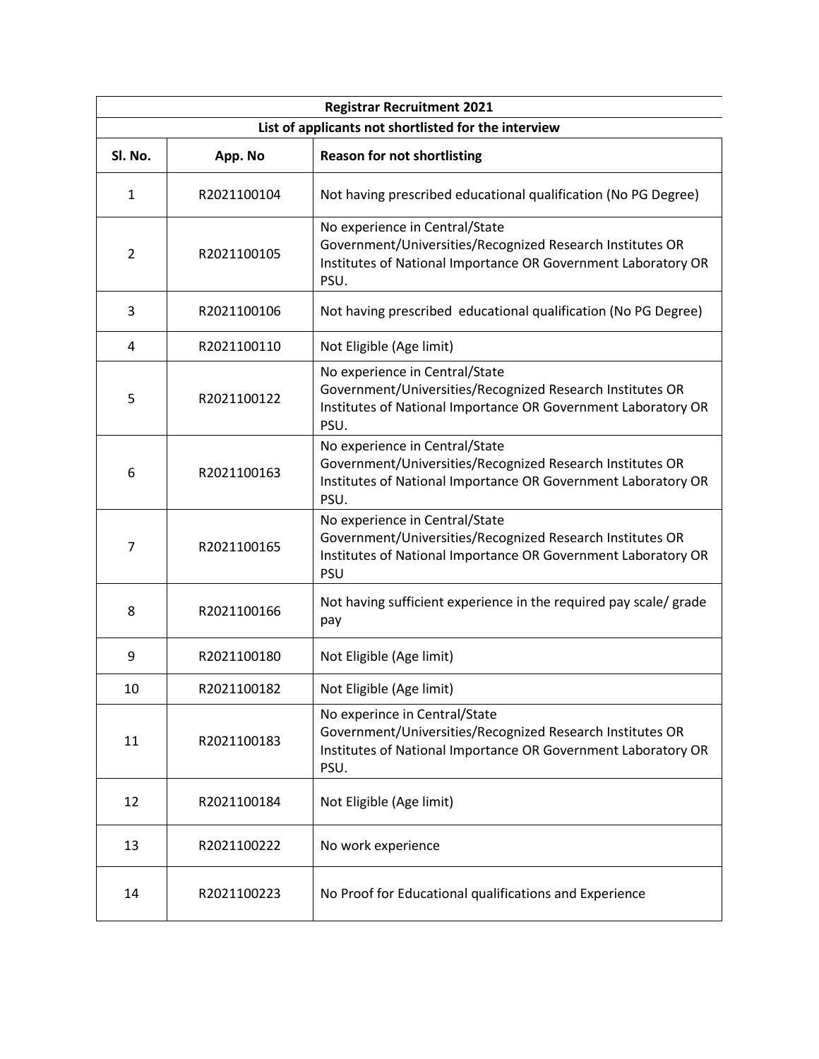| Registrar Recruitment 2021 | | |
|---|---|---|
| **List of applicants not shortlisted for the interview** | | |
| **Sl. No.** | **App. No** | **Reason for not shortlisting** |
| 1 | R2021100104 | Not having prescribed educational qualification (No PG Degree) |
| 2 | R2021100105 | No experience in Central/State Government/Universities/Recognized Research Institutes OR Institutes of National Importance OR Government Laboratory OR PSU. |
| 3 | R2021100106 | Not having prescribed educational qualification (No PG Degree) |
| 4 | R2021100110 | Not Eligible (Age limit) |
| 5 | R2021100122 | No experience in Central/State Government/Universities/Recognized Research Institutes OR Institutes of National Importance OR Government Laboratory OR PSU. |
| 6 | R2021100163 | No experience in Central/State Government/Universities/Recognized Research Institutes OR Institutes of National Importance OR Government Laboratory OR PSU. |
| 7 | R2021100165 | No experience in Central/State Government/Universities/Recognized Research Institutes OR Institutes of National Importance OR Government Laboratory OR PSU |
| 8 | R2021100166 | Not having sufficient experience in the required pay scale/ grade pay |
| 9 | R2021100180 | Not Eligible (Age limit) |
| 10 | R2021100182 | Not Eligible (Age limit) |
| 11 | R2021100183 | No experince in Central/State Government/Universities/Recognized Research Institutes OR Institutes of National Importance OR Government Laboratory OR PSU. |
| 12 | R2021100184 | Not Eligible (Age limit) |
| 13 | R2021100222 | No work experience |
| 14 | R2021100223 | No Proof for Educational qualifications and Experience |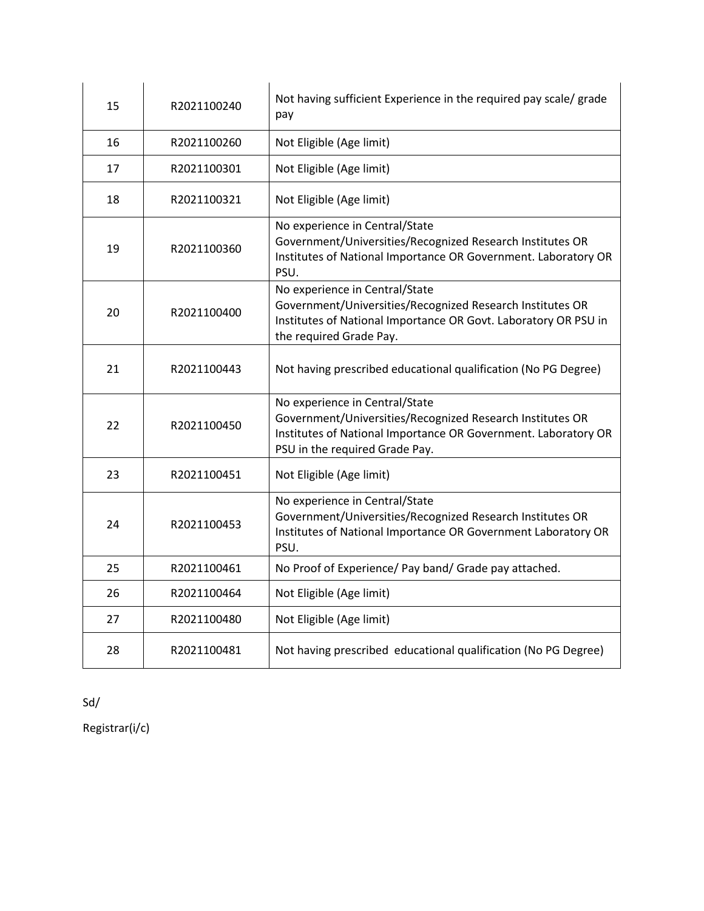| | | |
|---|---|---|
| 15 | R2021100240 | Not having sufficient Experience in the required pay scale/ grade pay |
| 16 | R2021100260 | Not Eligible (Age limit) |
| 17 | R2021100301 | Not Eligible (Age limit) |
| 18 | R2021100321 | Not Eligible (Age limit) |
| 19 | R2021100360 | No experience in Central/State Government/Universities/Recognized Research Institutes OR Institutes of National Importance OR Government. Laboratory OR PSU. |
| 20 | R2021100400 | No experience in Central/State Government/Universities/Recognized Research Institutes OR Institutes of National Importance OR Govt. Laboratory OR PSU in the required Grade Pay. |
| 21 | R2021100443 | Not having prescribed educational qualification (No PG Degree) |
| 22 | R2021100450 | No experience in Central/State Government/Universities/Recognized Research Institutes OR Institutes of National Importance OR Government. Laboratory OR PSU in the required Grade Pay. |
| 23 | R2021100451 | Not Eligible (Age limit) |
| 24 | R2021100453 | No experience in Central/State Government/Universities/Recognized Research Institutes OR Institutes of National Importance OR Government Laboratory OR PSU. |
| 25 | R2021100461 | No Proof of Experience/ Pay band/ Grade pay attached. |
| 26 | R2021100464 | Not Eligible (Age limit) |
| 27 | R2021100480 | Not Eligible (Age limit) |
| 28 | R2021100481 | Not having prescribed educational qualification (No PG Degree) |

Sd/

Registrar(i/c)